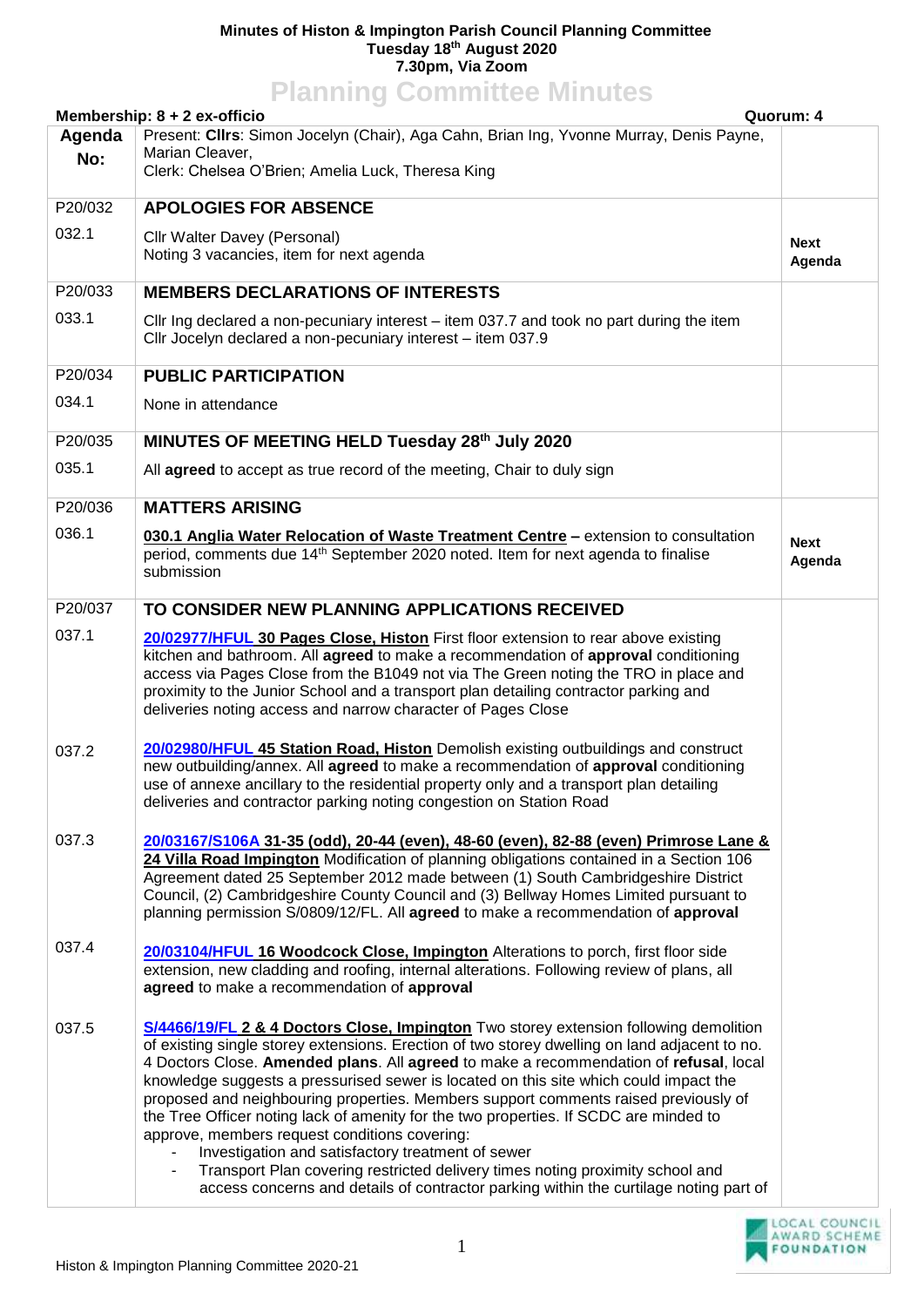**Minutes of Histon & Impington Parish Council Planning Committee**
**Tuesday 18th August 2020**
**7.30pm, Via Zoom**

# Planning Committee Minutes

**Membership: 8 + 2 ex-officio** | **Quorum: 4**

| Agenda No: | Present: **Cllrs**: Simon Jocelyn (Chair), Aga Cahn, Brian Ing, Yvonne Murray, Denis Payne, Marian Cleaver, Clerk: Chelsea O'Brien; Amelia Luck, Theresa King | |
|---|---|---|
| P20/032 | **APOLOGIES FOR ABSENCE** | |
| 032.1 | Cllr Walter Davey (Personal)<br>Noting 3 vacancies, item for next agenda | **Next Agenda** |
| P20/033 | **MEMBERS DECLARATIONS OF INTERESTS** | |
| 033.1 | Cllr Ing declared a non-pecuniary interest – item 037.7 and took no part during the item<br>Cllr Jocelyn declared a non-pecuniary interest – item 037.9 | |
| P20/034 | **PUBLIC PARTICIPATION** | |
| 034.1 | None in attendance | |
| P20/035 | **MINUTES OF MEETING HELD Tuesday 28th July 2020** | |
| 035.1 | All **agreed** to accept as true record of the meeting, Chair to duly sign | |
| P20/036 | **MATTERS ARISING** | |
| 036.1 | **030.1 Anglia Water Relocation of Waste Treatment Centre –** extension to consultation period, comments due 14th September 2020 noted. Item for next agenda to finalise submission | **Next Agenda** |
| P20/037 | **TO CONSIDER NEW PLANNING APPLICATIONS RECEIVED** | |
| 037.1 | **20/02977/HFUL 30 Pages Close, Histon** First floor extension to rear above existing kitchen and bathroom. All **agreed** to make a recommendation of **approval** conditioning access via Pages Close from the B1049 not via The Green noting the TRO in place and proximity to the Junior School and a transport plan detailing contractor parking and deliveries noting access and narrow character of Pages Close | |
| 037.2 | **20/02980/HFUL 45 Station Road, Histon** Demolish existing outbuildings and construct new outbuilding/annex. All **agreed** to make a recommendation of **approval** conditioning use of annexe ancillary to the residential property only and a transport plan detailing deliveries and contractor parking noting congestion on Station Road | |
| 037.3 | **20/03167/S106A 31-35 (odd), 20-44 (even), 48-60 (even), 82-88 (even) Primrose Lane & 24 Villa Road Impington** Modification of planning obligations contained in a Section 106 Agreement dated 25 September 2012 made between (1) South Cambridgeshire District Council, (2) Cambridgeshire County Council and (3) Bellway Homes Limited pursuant to planning permission S/0809/12/FL. All **agreed** to make a recommendation of **approval** | |
| 037.4 | **20/03104/HFUL 16 Woodcock Close, Impington** Alterations to porch, first floor side extension, new cladding and roofing, internal alterations. Following review of plans, all **agreed** to make a recommendation of **approval** | |
| 037.5 | **S/4466/19/FL 2 & 4 Doctors Close, Impington** Two storey extension following demolition of existing single storey extensions. Erection of two storey dwelling on land adjacent to no. 4 Doctors Close. **Amended plans**. All **agreed** to make a recommendation of **refusal**, local knowledge suggests a pressurised sewer is located on this site which could impact the proposed and neighbouring properties. Members support comments raised previously of the Tree Officer noting lack of amenity for the two properties. If SCDC are minded to approve, members request conditions covering:<br>- Investigation and satisfactory treatment of sewer<br>- Transport Plan covering restricted delivery times noting proximity school and access concerns and details of contractor parking within the curtilage noting part of | |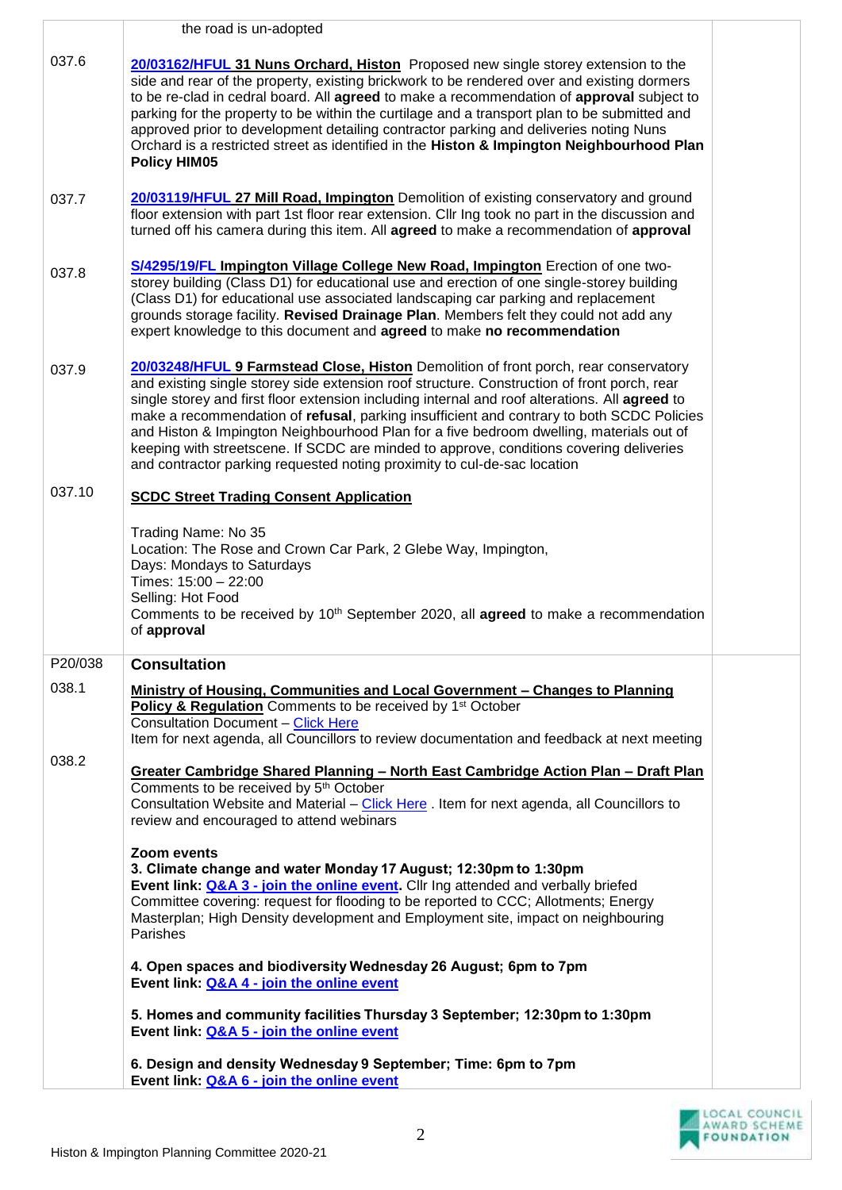| | | |
|---|---|---|
| | the road is un-adopted | |
| 037.6 | **20/03162/HFUL 31 Nuns Orchard, Histon** Proposed new single storey extension to the side and rear of the property, existing brickwork to be rendered over and existing dormers to be re-clad in cedral board. All **agreed** to make a recommendation of **approval** subject to parking for the property to be within the curtilage and a transport plan to be submitted and approved prior to development detailing contractor parking and deliveries noting Nuns Orchard is a restricted street as identified in the **Histon & Impington Neighbourhood Plan Policy HIM05** | |
| 037.7 | **20/03119/HFUL 27 Mill Road, Impington** Demolition of existing conservatory and ground floor extension with part 1st floor rear extension. Cllr Ing took no part in the discussion and turned off his camera during this item. All **agreed** to make a recommendation of **approval** | |
| 037.8 | **S/4295/19/FL Impington Village College New Road, Impington** Erection of one two-storey building (Class D1) for educational use and erection of one single-storey building (Class D1) for educational use associated landscaping car parking and replacement grounds storage facility. **Revised Drainage Plan**. Members felt they could not add any expert knowledge to this document and **agreed** to make **no recommendation** | |
| 037.9 | **20/03248/HFUL 9 Farmstead Close, Histon** Demolition of front porch, rear conservatory and existing single storey side extension roof structure. Construction of front porch, rear single storey and first floor extension including internal and roof alterations. All **agreed** to make a recommendation of **refusal**, parking insufficient and contrary to both SCDC Policies and Histon & Impington Neighbourhood Plan for a five bedroom dwelling, materials out of keeping with streetscene. If SCDC are minded to approve, conditions covering deliveries and contractor parking requested noting proximity to cul-de-sac location | |
| 037.10 | **SCDC Street Trading Consent Application**<br><br>Trading Name: No 35<br>Location: The Rose and Crown Car Park, 2 Glebe Way, Impington,<br>Days: Mondays to Saturdays<br>Times: 15:00 – 22:00<br>Selling: Hot Food<br>Comments to be received by 10th September 2020, all **agreed** to make a recommendation of **approval** | |
| P20/038 | **Consultation** | |
| 038.1 | **Ministry of Housing, Communities and Local Government – Changes to Planning Policy & Regulation** Comments to be received by 1st October<br>Consultation Document – Click Here<br>Item for next agenda, all Councillors to review documentation and feedback at next meeting | |
| 038.2 | **Greater Cambridge Shared Planning – North East Cambridge Action Plan – Draft Plan**<br>Comments to be received by 5th October<br>Consultation Website and Material – Click Here . Item for next agenda, all Councillors to review and encouraged to attend webinars<br><br>**Zoom events**<br>**3. Climate change and water Monday 17 August; 12:30pm to 1:30pm**<br>**Event link: Q&A 3 - join the online event.** Cllr Ing attended and verbally briefed Committee covering: request for flooding to be reported to CCC; Allotments; Energy Masterplan; High Density development and Employment site, impact on neighbouring Parishes<br><br>**4. Open spaces and biodiversity Wednesday 26 August; 6pm to 7pm**<br>**Event link: Q&A 4 - join the online event**<br><br>**5. Homes and community facilities Thursday 3 September; 12:30pm to 1:30pm**<br>**Event link: Q&A 5 - join the online event**<br><br>**6. Design and density Wednesday 9 September; Time: 6pm to 7pm**<br>**Event link: Q&A 6 - join the online event** | |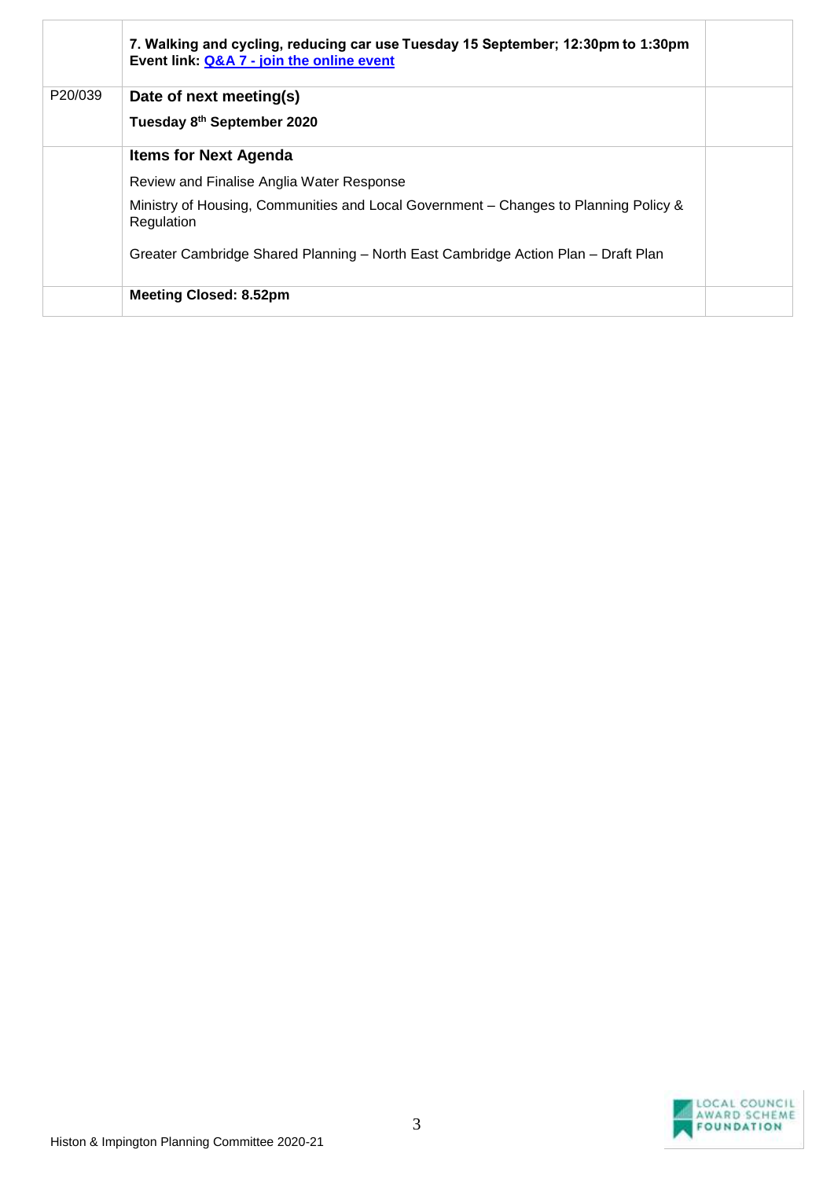| | | |
|---|---|---|
| | **7. Walking and cycling, reducing car use Tuesday 15 September; 12:30pm to 1:30pm**<br>**Event link: Q&A 7 - join the online event** | |
| P20/039 | **Date of next meeting(s)**<br>**Tuesday 8th September 2020** | |
| | **Items for Next Agenda**<br>Review and Finalise Anglia Water Response<br>Ministry of Housing, Communities and Local Government – Changes to Planning Policy & Regulation<br>Greater Cambridge Shared Planning – North East Cambridge Action Plan – Draft Plan | |
| | **Meeting Closed: 8.52pm** | |